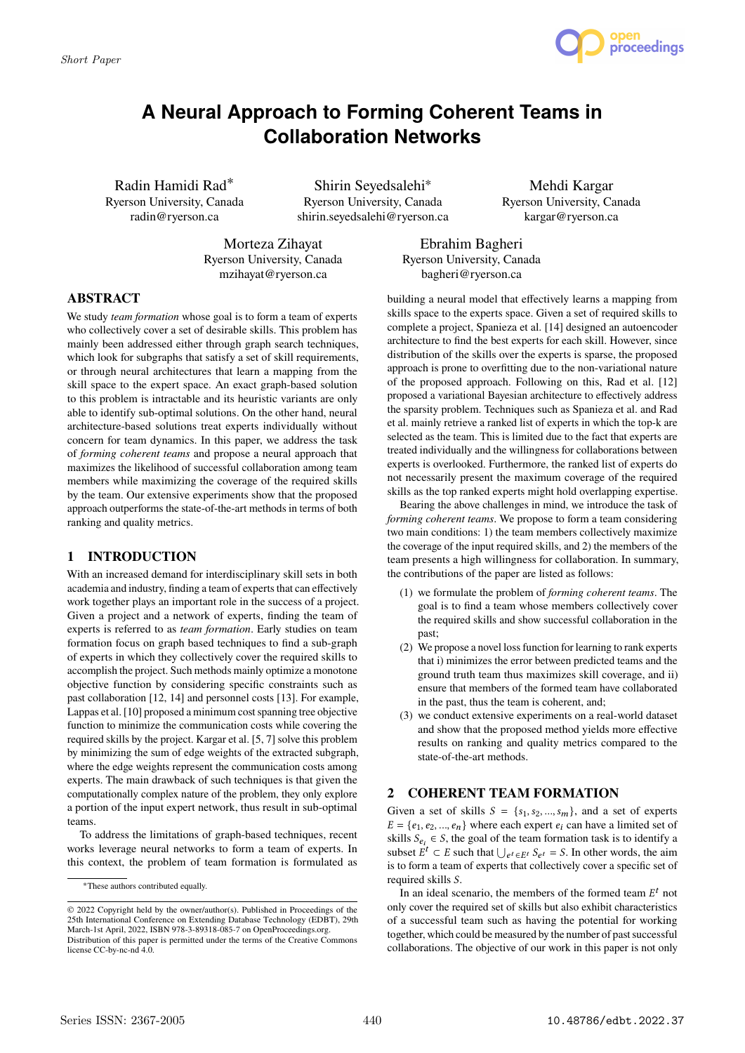Short Paper

# A Neural Approach to Forming Coherent Teams in Collaboration Networks

Radin Hamidi Rad*
Ryerson University, Canada
radin@ryerson.ca

Shirin Seyedsalehi*
Ryerson University, Canada
shirin.seyedsalehi@ryerson.ca

Mehdi Kargar
Ryerson University, Canada
kargar@ryerson.ca

Morteza Zihayat
Ryerson University, Canada
mzihayat@ryerson.ca

Ebrahim Bagheri
Ryerson University, Canada
bagheri@ryerson.ca

## ABSTRACT

We study *team formation* whose goal is to form a team of experts who collectively cover a set of desirable skills. This problem has mainly been addressed either through graph search techniques, which look for subgraphs that satisfy a set of skill requirements, or through neural architectures that learn a mapping from the skill space to the expert space. An exact graph-based solution to this problem is intractable and its heuristic variants are only able to identify sub-optimal solutions. On the other hand, neural architecture-based solutions treat experts individually without concern for team dynamics. In this paper, we address the task of *forming coherent teams* and propose a neural approach that maximizes the likelihood of successful collaboration among team members while maximizing the coverage of the required skills by the team. Our extensive experiments show that the proposed approach outperforms the state-of-the-art methods in terms of both ranking and quality metrics.

## 1 INTRODUCTION

With an increased demand for interdisciplinary skill sets in both academia and industry, finding a team of experts that can effectively work together plays an important role in the success of a project. Given a project and a network of experts, finding the team of experts is referred to as *team formation*. Early studies on team formation focus on graph based techniques to find a sub-graph of experts in which they collectively cover the required skills to accomplish the project. Such methods mainly optimize a monotone objective function by considering specific constraints such as past collaboration [12, 14] and personnel costs [13]. For example, Lappas et al. [10] proposed a minimum cost spanning tree objective function to minimize the communication costs while covering the required skills by the project. Kargar et al. [5, 7] solve this problem by minimizing the sum of edge weights of the extracted subgraph, where the edge weights represent the communication costs among experts. The main drawback of such techniques is that given the computationally complex nature of the problem, they only explore a portion of the input expert network, thus result in sub-optimal teams.

To address the limitations of graph-based techniques, recent works leverage neural networks to form a team of experts. In this context, the problem of team formation is formulated as building a neural model that effectively learns a mapping from skills space to the experts space. Given a set of required skills to complete a project, Spanieza et al. [14] designed an autoencoder architecture to find the best experts for each skill. However, since distribution of the skills over the experts is sparse, the proposed approach is prone to overfitting due to the non-variational nature of the proposed approach. Following on this, Rad et al. [12] proposed a variational Bayesian architecture to effectively address the sparsity problem. Techniques such as Spanieza et al. and Rad et al. mainly retrieve a ranked list of experts in which the top-k are selected as the team. This is limited due to the fact that experts are treated individually and the willingness for collaborations between experts is overlooked. Furthermore, the ranked list of experts do not necessarily present the maximum coverage of the required skills as the top ranked experts might hold overlapping expertise.

Bearing the above challenges in mind, we introduce the task of *forming coherent teams*. We propose to form a team considering two main conditions: 1) the team members collectively maximize the coverage of the input required skills, and 2) the members of the team presents a high willingness for collaboration. In summary, the contributions of the paper are listed as follows:

1. we formulate the problem of *forming coherent teams*. The goal is to find a team whose members collectively cover the required skills and show successful collaboration in the past;
2. We propose a novel loss function for learning to rank experts that i) minimizes the error between predicted teams and the ground truth team thus maximizes skill coverage, and ii) ensure that members of the formed team have collaborated in the past, thus the team is coherent, and;
3. we conduct extensive experiments on a real-world dataset and show that the proposed method yields more effective results on ranking and quality metrics compared to the state-of-the-art methods.

## 2 COHERENT TEAM FORMATION

Given a set of skills $S = \{s_1, s_2, ..., s_m\}$, and a set of experts $E = \{e_1, e_2, ..., e_n\}$ where each expert $e_i$ can have a limited set of skills $S_{e_i} \in S$, the goal of the team formation task is to identify a subset $E^t \subset E$ such that $\bigcup_{e^t \in E^t} S_{e^t} = S$. In other words, the aim is to form a team of experts that collectively cover a specific set of required skills $S$.

In an ideal scenario, the members of the formed team $E^t$ not only cover the required set of skills but also exhibit characteristics of a successful team such as having the potential for working together, which could be measured by the number of past successful collaborations. The objective of our work in this paper is not only

*These authors contributed equally.

© 2022 Copyright held by the owner/author(s). Published in Proceedings of the 25th International Conference on Extending Database Technology (EDBT), 29th March-1st April, 2022, ISBN 978-3-89318-085-7 on OpenProceedings.org.
Distribution of this paper is permitted under the terms of the Creative Commons license CC-by-nc-nd 4.0.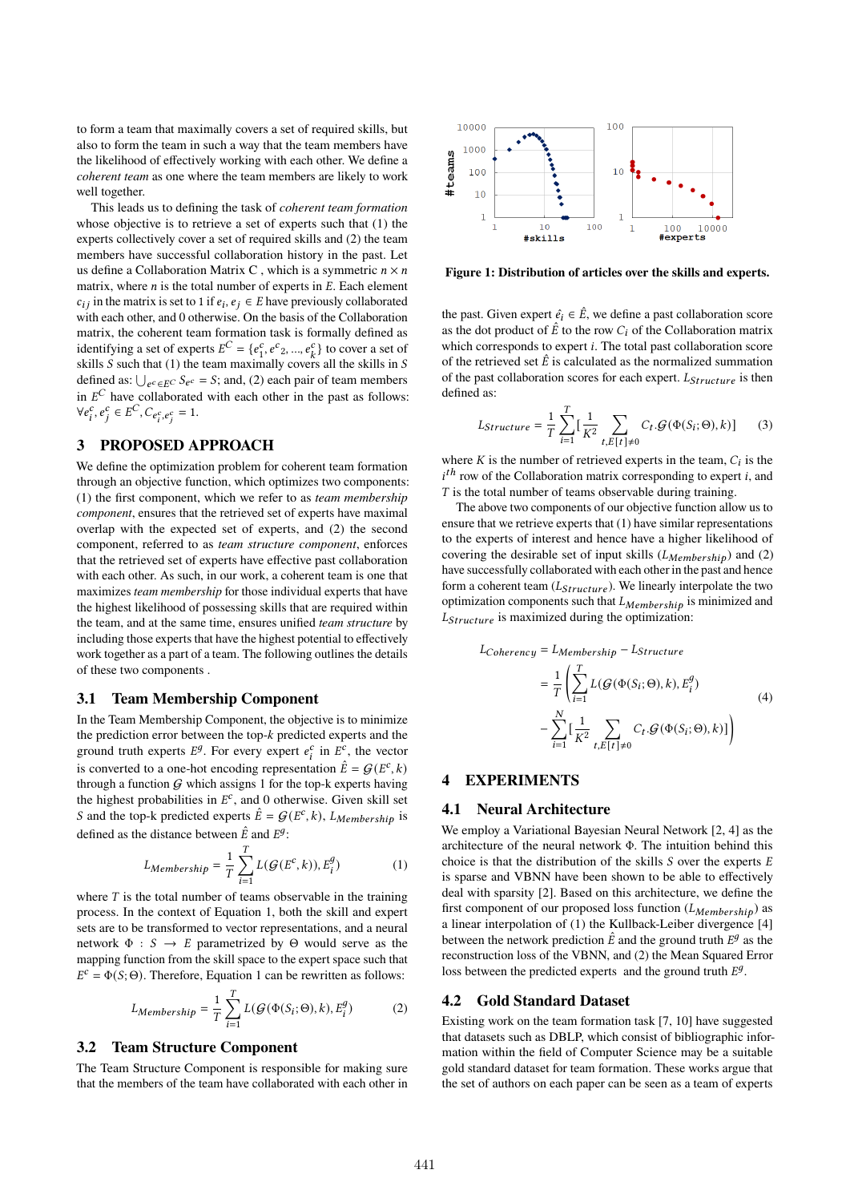to form a team that maximally covers a set of required skills, but also to form the team in such a way that the team members have the likelihood of effectively working with each other. We define a *coherent team* as one where the team members are likely to work well together.

This leads us to defining the task of *coherent team formation* whose objective is to retrieve a set of experts such that (1) the experts collectively cover a set of required skills and (2) the team members have successful collaboration history in the past. Let us define a Collaboration Matrix C , which is a symmetric $n \times n$ matrix, where $n$ is the total number of experts in $E$. Each element $c_{ij}$ in the matrix is set to 1 if $e_i, e_j \in E$ have previously collaborated with each other, and 0 otherwise. On the basis of the Collaboration matrix, the coherent team formation task is formally defined as identifying a set of experts $E^C = \{e^c_1, e^c{}_2, ..., e^c_k\}$ to cover a set of skills $S$ such that (1) the team maximally covers all the skills in $S$ defined as: $\bigcup_{e^c \in E^C} S_{e^c} = S$; and, (2) each pair of team members in $E^C$ have collaborated with each other in the past as follows: $\forall e^c_i, e^c_j \in E^C, C_{e^c_i, e^c_j} = 1$.

## 3 PROPOSED APPROACH

We define the optimization problem for coherent team formation through an objective function, which optimizes two components: (1) the first component, which we refer to as *team membership component*, ensures that the retrieved set of experts have maximal overlap with the expected set of experts, and (2) the second component, referred to as *team structure component*, enforces that the retrieved set of experts have effective past collaboration with each other. As such, in our work, a coherent team is one that maximizes *team membership* for those individual experts that have the highest likelihood of possessing skills that are required within the team, and at the same time, ensures unified *team structure* by including those experts that have the highest potential to effectively work together as a part of a team. The following outlines the details of these two components .

### 3.1 Team Membership Component

In the Team Membership Component, the objective is to minimize the prediction error between the top-$k$ predicted experts and the ground truth experts $E^g$. For every expert $e^c_i$ in $E^c$, the vector is converted to a one-hot encoding representation $\hat{E} = \mathcal{G}(E^c, k)$ through a function $\mathcal{G}$ which assigns 1 for the top-k experts having the highest probabilities in $E^c$, and 0 otherwise. Given skill set $S$ and the top-k predicted experts $\hat{E} = \mathcal{G}(E^c, k)$, $L_{Membership}$ is defined as the distance between $\hat{E}$ and $E^g$:

$$L_{Membership} = \frac{1}{T} \sum_{i=1}^{T} L(\mathcal{G}(E^c, k)), E^g_i) \qquad (1)$$

where $T$ is the total number of teams observable in the training process. In the context of Equation 1, both the skill and expert sets are to be transformed to vector representations, and a neural network $\Phi : S \rightarrow E$ parametrized by $\Theta$ would serve as the mapping function from the skill space to the expert space such that $E^c = \Phi(S; \Theta)$. Therefore, Equation 1 can be rewritten as follows:

$$L_{Membership} = \frac{1}{T} \sum_{i=1}^{T} L(\mathcal{G}(\Phi(S_i; \Theta), k), E^g_i) \qquad (2)$$

### 3.2 Team Structure Component

The Team Structure Component is responsible for making sure that the members of the team have collaborated with each other in the past. Given expert $\hat{e}_i \in \hat{E}$, we define a past collaboration score as the dot product of $\hat{E}$ to the row $C_i$ of the Collaboration matrix which corresponds to expert $i$. The total past collaboration score of the retrieved set $\hat{E}$ is calculated as the normalized summation of the past collaboration scores for each expert. $L_{Structure}$ is then defined as:

$$L_{Structure} = \frac{1}{T} \sum_{i=1}^{T} [\frac{1}{K^2} \sum_{t, E[t] \neq 0} C_t . \mathcal{G}(\Phi(S_i; \Theta), k)] \qquad (3)$$

where $K$ is the number of retrieved experts in the team, $C_i$ is the $i^{th}$ row of the Collaboration matrix corresponding to expert $i$, and $T$ is the total number of teams observable during training.

The above two components of our objective function allow us to ensure that we retrieve a set of experts that (1) have similar representations to the experts of interest and hence have a higher likelihood of covering the desirable set of input skills ($L_{Membership}$) and (2) have successfully collaborated with each other in the past and hence form a coherent team ($L_{Structure}$). We linearly interpolate the two optimization components such that $L_{Membership}$ is minimized and $L_{Structure}$ is maximized during the optimization:

$$\begin{aligned} L_{Coherency} &= L_{Membership} - L_{Structure} \\ &= \frac{1}{T} \Bigg( \sum_{i=1}^{T} L(\mathcal{G}(\Phi(S_i; \Theta), k), E^g_i) \\ &\quad - \sum_{i=1}^{N} [\frac{1}{K^2} \sum_{t, E[t] \neq 0} C_t . \mathcal{G}(\Phi(S_i; \Theta), k)] \Bigg) \end{aligned} \qquad (4)$$

## 4 EXPERIMENTS

### 4.1 Neural Architecture

We employ a Variational Bayesian Neural Network [2, 4] as the architecture of the neural network $\Phi$. The intuition behind this choice is that the distribution of the skills $S$ over the experts $E$ is sparse and VBNN have been shown to be able to effectively deal with sparsity [2]. Based on this architecture, we define the first component of our proposed loss function ($L_{Membership}$) as a linear interpolation of (1) the Kullback-Leiber divergence [4] between the network prediction $\hat{E}$ and the ground truth $E^g$ as the reconstruction loss of the VBNN, and (2) the Mean Squared Error loss between the predicted experts and the ground truth $E^g$.

### 4.2 Gold Standard Dataset

Existing work on the team formation task [7, 10] have suggested that datasets such as DBLP, which consist of bibliographic information within the field of Computer Science may be a suitable gold standard dataset for team formation. These works argue that the set of authors on each paper can be seen as a team of experts

**Figure 1: Distribution of articles over the skills and experts.**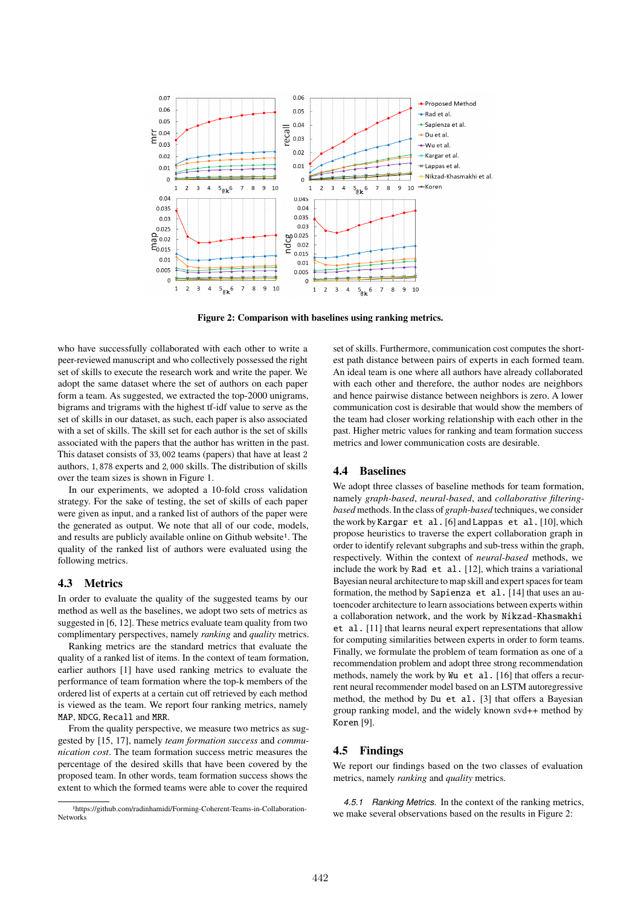Figure 2: Comparison with baselines using ranking metrics.

who have successfully collaborated with each other to write a peer-reviewed manuscript and who collectively possessed the right set of skills to execute the research work and write the paper. We adopt the same dataset where the set of authors on each paper form a team. As suggested, we extracted the top-2000 unigrams, bigrams and trigrams with the highest tf-idf value to serve as the set of skills in our dataset, as such, each paper is also associated with a set of skills. The skill set for each author is the set of skills associated with the papers that the author has written in the past. This dataset consists of 33,002 teams (papers) that have at least 2 authors, 1,878 experts and 2,000 skills. The distribution of skills over the team sizes is shown in Figure 1.

In our experiments, we adopted a 10-fold cross validation strategy. For the sake of testing, the set of skills of each paper were given as input, and a ranked list of authors of the paper were the generated as output. We note that all of our code, models, and results are publicly available online on Github website[1]. The quality of the ranked list of authors were evaluated using the following metrics.

## 4.3 Metrics

In order to evaluate the quality of the suggested teams by our method as well as the baselines, we adopt two sets of metrics as suggested in [6, 12]. These metrics evaluate team quality from two complimentary perspectives, namely *ranking* and *quality* metrics.

Ranking metrics are the standard metrics that evaluate the quality of a ranked list of items. In the context of team formation, earlier authors [1] have used ranking metrics to evaluate the performance of team formation where the top-k members of the ordered list of experts at a certain cut off retrieved by each method is viewed as the team. We report four ranking metrics, namely `MAP`, `NDCG`, `Recall` and `MRR`.

From the quality perspective, we measure two metrics as suggested by [15, 17], namely *team formation success* and *communication cost*. The team formation success metric measures the percentage of the desired skills that have been covered by the proposed team. In other words, team formation success shows the extent to which the formed teams were able to cover the required set of skills. Furthermore, communication cost computes the shortest path distance between pairs of experts in each formed team. An ideal team is one where all authors have already collaborated with each other and therefore, the author nodes are neighbors and hence pairwise distance between neighbors is zero. A lower communication cost is desirable that would show the members of the team had closer working relationship with each other in the past. Higher metric values for ranking and team formation success metrics and lower communication costs are desirable.

## 4.4 Baselines

We adopt three classes of baseline methods for team formation, namely *graph-based*, *neural-based*, and *collaborative filtering-based* methods. In the class of *graph-based* techniques, we consider the work by `Kargar et al.` [6] and `Lappas et al.` [10], which propose heuristics to traverse the expert collaboration graph in order to identify relevant subgraphs and sub-tress within the graph, respectively. Within the context of *neural-based* methods, we include the work by `Rad et al.` [12], which trains a variational Bayesian neural architecture to map skill and expert spaces for team formation, the method by `Sapienza et al.` [14] that uses an autoencoder architecture to learn associations between experts within a collaboration network, and the work by `Nikzad-Khasmakhi et al.` [11] that learns neural expert representations that allow for computing similarities between experts in order to form teams. Finally, we formulate the problem of team formation as one of a recommendation problem and adopt three strong recommendation methods, namely the work by `Wu et al.` [16] that offers a recurrent neural recommender model based on an LSTM autoregressive method, the method by `Du et al.` [3] that offers a Bayesian group ranking model, and the widely known svd++ method by `Koren` [9].

## 4.5 Findings

We report our findings based on the two classes of evaluation metrics, namely *ranking* and *quality* metrics.

*4.5.1 Ranking Metrics.* In the context of the ranking metrics, we make several observations based on the results in Figure 2:

[1] https://github.com/radinhamidi/Forming-Coherent-Teams-in-Collaboration-Networks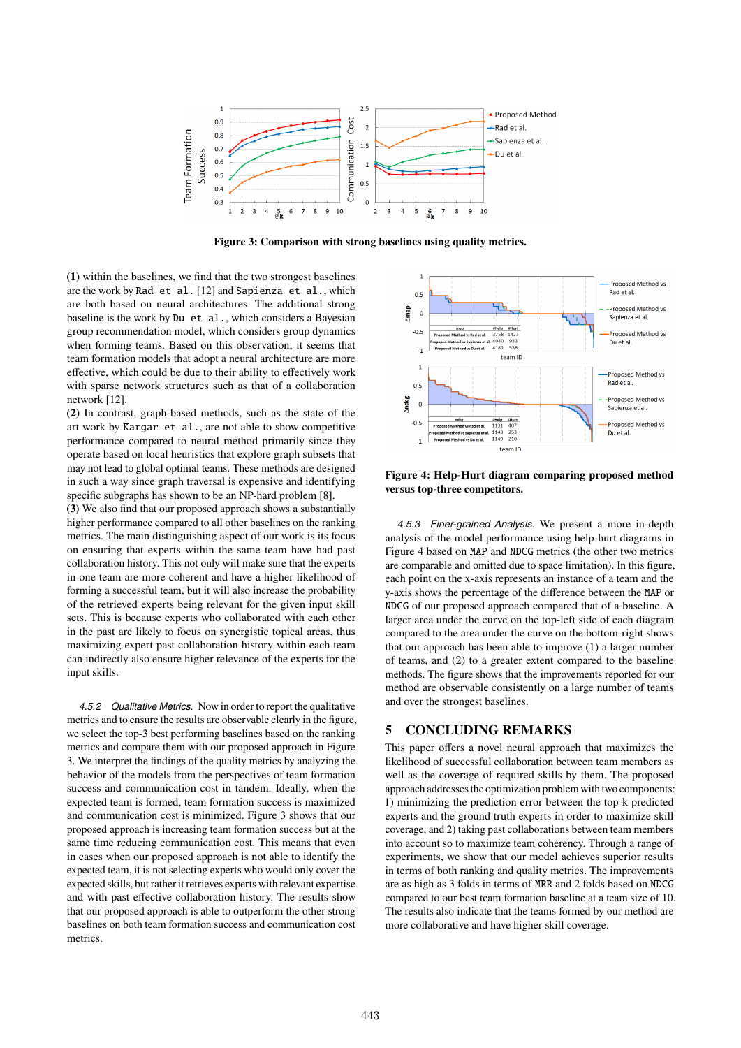Figure 3: Comparison with strong baselines using quality metrics.

**(1)** within the baselines, we find that the two strongest baselines are the work by `Rad et al.` [12] and `Sapienza et al.`, which are both based on neural architectures. The additional strong baseline is the work by `Du et al.`, which considers a Bayesian group recommendation model, which considers group dynamics when forming teams. Based on this observation, it seems that team formation models that adopt a neural architecture are more effective, which could be due to their ability to effectively work with sparse network structures such as that of a collaboration network [12].

**(2)** In contrast, graph-based methods, such as the state of the art work by `Kargar et al.`, are not able to show competitive performance compared to neural method primarily since they operate based on local heuristics that explore graph subsets that may not lead to global optimal teams. These methods are designed in such a way since graph traversal is expensive and identifying specific subgraphs has shown to be an NP-hard problem [8].

**(3)** We also find that our proposed approach shows a substantially higher performance compared to all other baselines on the ranking metrics. The main distinguishing aspect of our work is its focus on ensuring that experts within the same team have had past collaboration history. This not only will make sure that the experts in one team are more coherent and have a higher likelihood of forming a successful team, but it will also increase the probability of the retrieved experts being relevant for the given input skill sets. This is because experts who collaborated with each other in the past are likely to focus on synergistic topical areas, thus maximizing expert past collaboration history within each team can indirectly also ensure higher relevance of the experts for the input skills.

*4.5.2 Qualitative Metrics.* Now in order to report the qualitative metrics and to ensure the results are observable clearly in the figure, we select the top-3 best performing baselines based on the ranking metrics and compare them with our proposed approach in Figure 3. We interpret the findings of the quality metrics by analyzing the behavior of the models from the perspectives of team formation success and communication cost in tandem. Ideally, when the expected team is formed, team formation success is maximized and communication cost is minimized. Figure 3 shows that our proposed approach is increasing team formation success but at the same time reducing communication cost. This means that even in cases when our proposed approach is not able to identify the expected team, it is not selecting experts who would only cover the expected skills, but rather it retrieves experts with relevant expertise and with past effective collaboration history. The results show that our proposed approach is able to outperform the other strong baselines on both team formation success and communication cost metrics.

Figure 4: Help-Hurt diagram comparing proposed method versus top-three competitors.

*4.5.3 Finer-grained Analysis.* We present a more in-depth analysis of the model performance using help-hurt diagrams in Figure 4 based on `MAP` and `NDCG` metrics (the other two metrics are comparable and omitted due to space limitation). In this figure, each point on the x-axis represents an instance of a team and the y-axis shows the percentage of the difference between the `MAP` or `NDCG` of our proposed approach compared that of a baseline. A larger area under the curve on the top-left side of each diagram compared to the area under the curve on the bottom-right shows that our approach has been able to improve (1) a larger number of teams, and (2) to a greater extent compared to the baseline methods. The figure shows that the improvements reported for our method are observable consistently on a large number of teams and over the strongest baselines.

## 5 CONCLUDING REMARKS

This paper offers a novel neural approach that maximizes the likelihood of successful collaboration between team members as well as the coverage of required skills by them. The proposed approach addresses the optimization problem with two components: 1) minimizing the prediction error between the top-k predicted experts and the ground truth experts in order to maximize skill coverage, and 2) taking past collaborations between team members into account so to maximize team coherency. Through a range of experiments, we show that our model achieves superior results in terms of both ranking and quality metrics. The improvements are as high as 3 folds in terms of `MRR` and 2 folds based on `NDCG` compared to our best team formation baseline at a team size of 10. The results also indicate that the teams formed by our method are more collaborative and have higher skill coverage.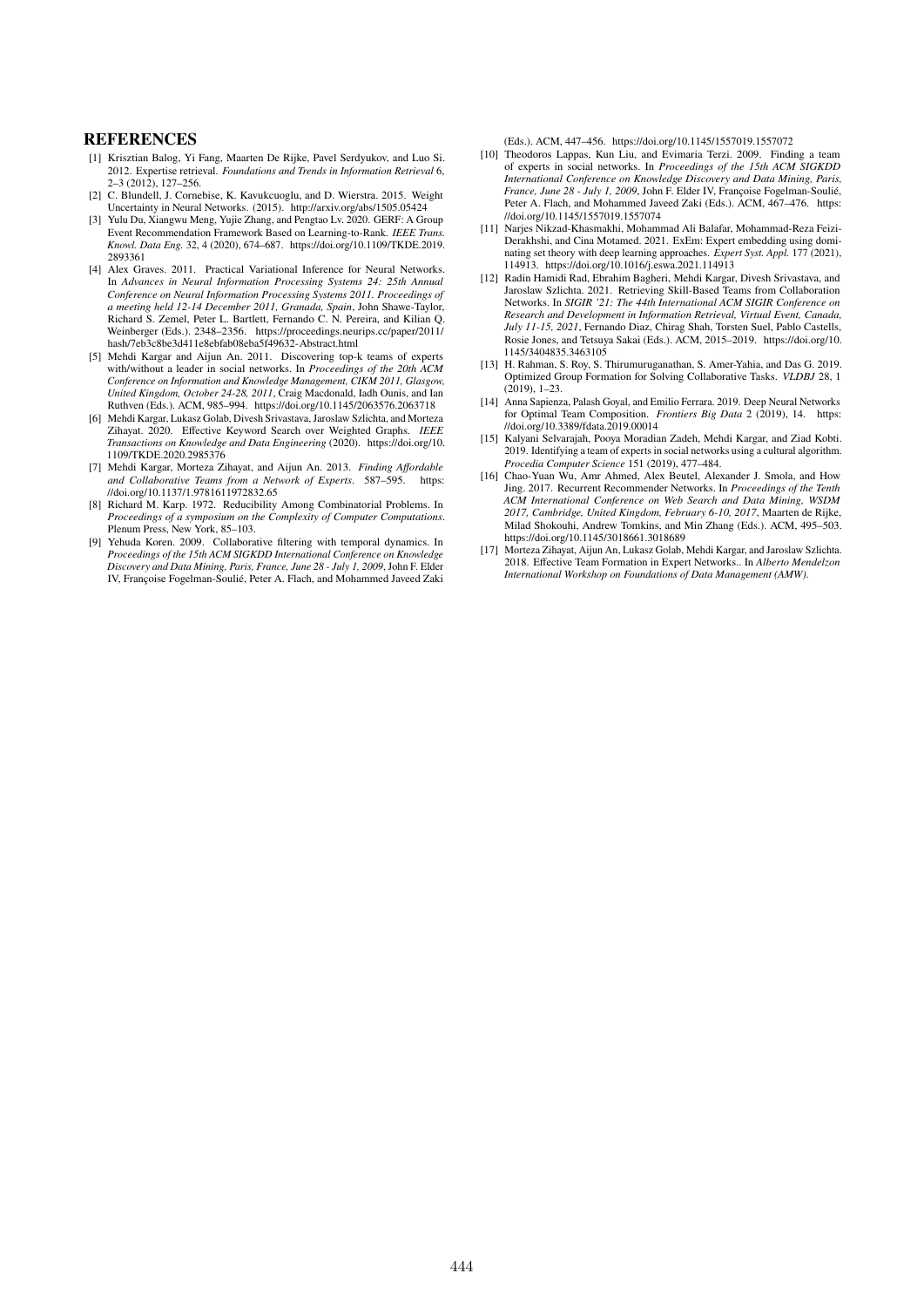## REFERENCES

[1] Krisztian Balog, Yi Fang, Maarten De Rijke, Pavel Serdyukov, and Luo Si. 2012. Expertise retrieval. *Foundations and Trends in Information Retrieval* 6, 2–3 (2012), 127–256.

[2] C. Blundell, J. Cornebise, K. Kavukcuoglu, and D. Wierstra. 2015. Weight Uncertainty in Neural Networks. (2015). http://arxiv.org/abs/1505.05424

[3] Yulu Du, Xiangwu Meng, Yujie Zhang, and Pengtao Lv. 2020. GERF: A Group Event Recommendation Framework Based on Learning-to-Rank. *IEEE Trans. Knowl. Data Eng.* 32, 4 (2020), 674–687. https://doi.org/10.1109/TKDE.2019.2893361

[4] Alex Graves. 2011. Practical Variational Inference for Neural Networks. In *Advances in Neural Information Processing Systems 24: 25th Annual Conference on Neural Information Processing Systems 2011. Proceedings of a meeting held 12-14 December 2011, Granada, Spain*, John Shawe-Taylor, Richard S. Zemel, Peter L. Bartlett, Fernando C. N. Pereira, and Kilian Q. Weinberger (Eds.). 2348–2356. https://proceedings.neurips.cc/paper/2011/hash/7eb3c8be3d411e8ebfab08eba5f49632-Abstract.html

[5] Mehdi Kargar and Aijun An. 2011. Discovering top-k teams of experts with/without a leader in social networks. In *Proceedings of the 20th ACM Conference on Information and Knowledge Management, CIKM 2011, Glasgow, United Kingdom, October 24-28, 2011*, Craig Macdonald, Iadh Ounis, and Ian Ruthven (Eds.). ACM, 985–994. https://doi.org/10.1145/2063576.2063718

[6] Mehdi Kargar, Lukasz Golab, Divesh Srivastava, Jaroslaw Szlichta, and Morteza Zihayat. 2020. Effective Keyword Search over Weighted Graphs. *IEEE Transactions on Knowledge and Data Engineering* (2020). https://doi.org/10.1109/TKDE.2020.2985376

[7] Mehdi Kargar, Morteza Zihayat, and Aijun An. 2013. *Finding Affordable and Collaborative Teams from a Network of Experts*. 587–595. https://doi.org/10.1137/1.9781611972832.65

[8] Richard M. Karp. 1972. Reducibility Among Combinatorial Problems. In *Proceedings of a symposium on the Complexity of Computer Computations*. Plenum Press, New York, 85–103.

[9] Yehuda Koren. 2009. Collaborative filtering with temporal dynamics. In *Proceedings of the 15th ACM SIGKDD International Conference on Knowledge Discovery and Data Mining, Paris, France, June 28 - July 1, 2009*, John F. Elder IV, Françoise Fogelman-Soulié, Peter A. Flach, and Mohammed Javeed Zaki (Eds.). ACM, 447–456. https://doi.org/10.1145/1557019.1557072

[10] Theodoros Lappas, Kun Liu, and Evimaria Terzi. 2009. Finding a team of experts in social networks. In *Proceedings of the 15th ACM SIGKDD International Conference on Knowledge Discovery and Data Mining, Paris, France, June 28 - July 1, 2009*, John F. Elder IV, Françoise Fogelman-Soulié, Peter A. Flach, and Mohammed Javeed Zaki (Eds.). ACM, 467–476. https://doi.org/10.1145/1557019.1557074

[11] Narjes Nikzad-Khasmakhi, Mohammad Ali Balafar, Mohammad-Reza Feizi-Derakhshi, and Cina Motamed. 2021. ExEm: Expert embedding using dominating set theory with deep learning approaches. *Expert Syst. Appl.* 177 (2021), 114913. https://doi.org/10.1016/j.eswa.2021.114913

[12] Radin Hamidi Rad, Ebrahim Bagheri, Mehdi Kargar, Divesh Srivastava, and Jaroslaw Szlichta. 2021. Retrieving Skill-Based Teams from Collaboration Networks. In *SIGIR '21: The 44th International ACM SIGIR Conference on Research and Development in Information Retrieval, Virtual Event, Canada, July 11-15, 2021*, Fernando Diaz, Chirag Shah, Torsten Suel, Pablo Castells, Rosie Jones, and Tetsuya Sakai (Eds.). ACM, 2015–2019. https://doi.org/10.1145/3404835.3463105

[13] H. Rahman, S. Roy, S. Thirumuruganathan, S. Amer-Yahia, and Das G. 2019. Optimized Group Formation for Solving Collaborative Tasks. *VLDBJ* 28, 1 (2019), 1–23.

[14] Anna Sapienza, Palash Goyal, and Emilio Ferrara. 2019. Deep Neural Networks for Optimal Team Composition. *Frontiers Big Data* 2 (2019), 14. https://doi.org/10.3389/fdata.2019.00014

[15] Kalyani Selvarajah, Pooya Moradian Zadeh, Mehdi Kargar, and Ziad Kobti. 2019. Identifying a team of experts in social networks using a cultural algorithm. *Procedia Computer Science* 151 (2019), 477–484.

[16] Chao-Yuan Wu, Amr Ahmed, Alex Beutel, Alexander J. Smola, and How Jing. 2017. Recurrent Recommender Networks. In *Proceedings of the Tenth ACM International Conference on Web Search and Data Mining, WSDM 2017, Cambridge, United Kingdom, February 6-10, 2017*, Maarten de Rijke, Milad Shokouhi, Andrew Tomkins, and Min Zhang (Eds.). ACM, 495–503. https://doi.org/10.1145/3018661.3018689

[17] Morteza Zihayat, Aijun An, Lukasz Golab, Mehdi Kargar, and Jaroslaw Szlichta. 2018. Effective Team Formation in Expert Networks.. In *Alberto Mendelzon International Workshop on Foundations of Data Management (AMW)*.